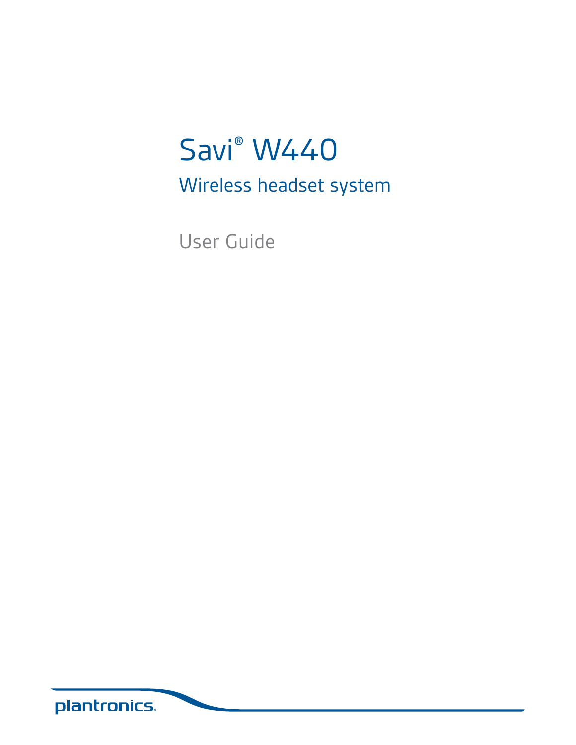# Savi® W440

## Wireless headset system

User Guide

plantronics.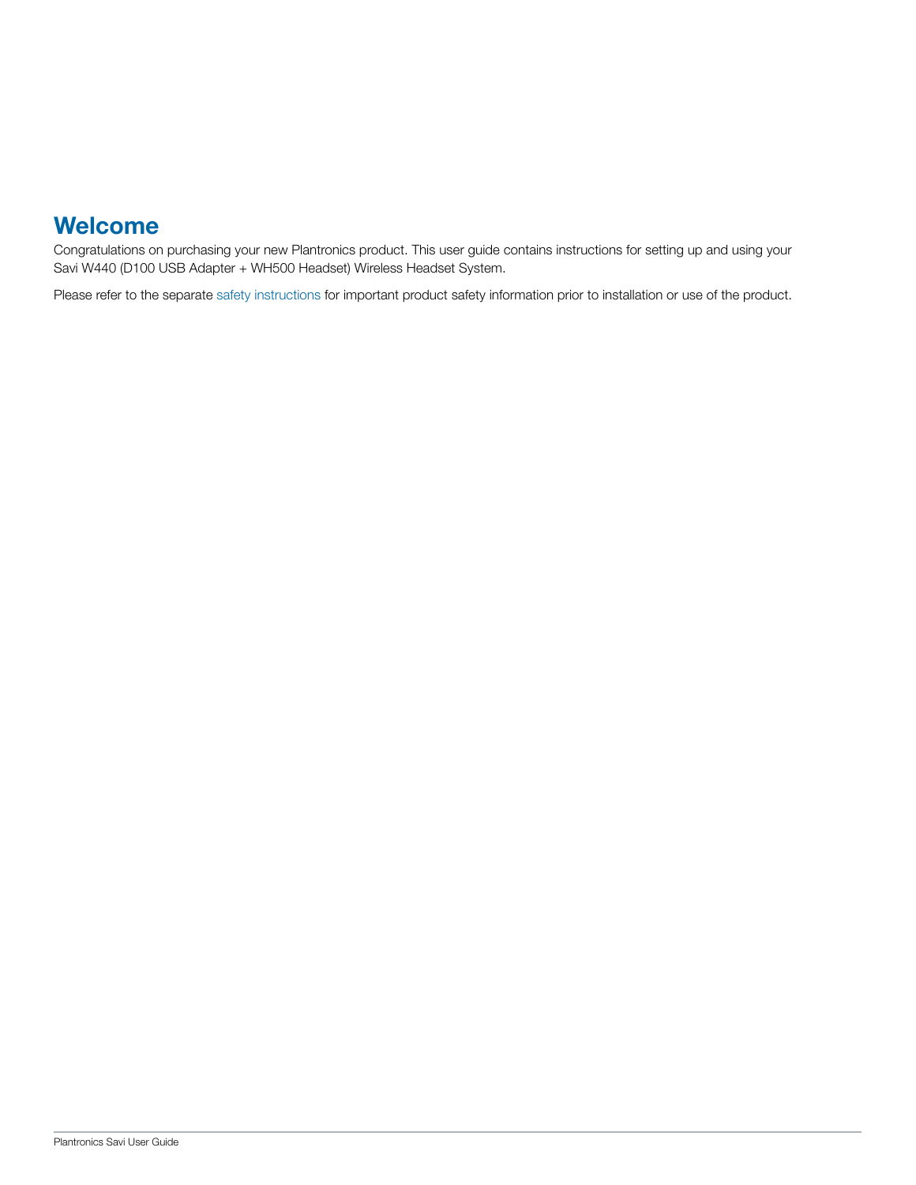# Welcome

Congratulations on purchasing your new Plantronics product. This user guide contains instructions for setting up and using your Savi W440 (D100 USB Adapter + WH500 Headset) Wireless Headset System.

Please refer to the separate safety instructions for important product safety information prior to installation or use of the product.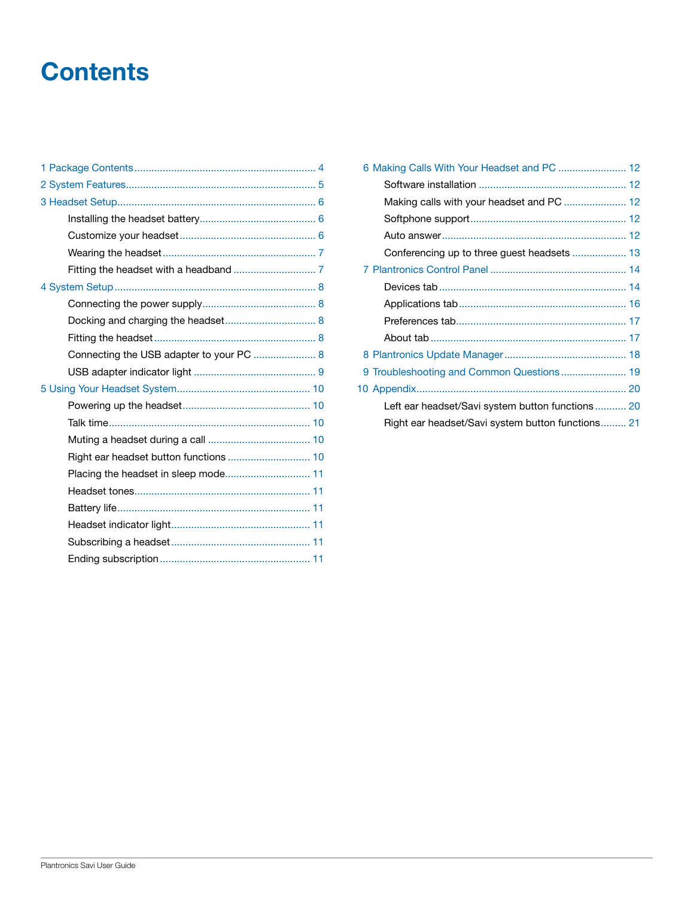# Contents

- 1 Package Contents ................................................................ 4
- 2 System Features................................................................... 5
- 3 Headset Setup...................................................................... 6
  - Installing the headset battery......................................... 6
  - Customize your headset ................................................ 6
  - Wearing the headset ...................................................... 7
  - Fitting the headset with a headband ............................. 7
- 4 System Setup ....................................................................... 8
  - Connecting the power supply........................................ 8
  - Docking and charging the headset................................ 8
  - Fitting the headset ......................................................... 8
  - Connecting the USB adapter to your PC ...................... 8
  - USB adapter indicator light ........................................... 9
- 5 Using Your Headset System............................................... 10
  - Powering up the headset............................................. 10
  - Talk time....................................................................... 10
  - Muting a headset during a call .................................... 10
  - Right ear headset button functions ............................. 10
  - Placing the headset in sleep mode............................. 11
  - Headset tones.............................................................. 11
  - Battery life.................................................................... 11
  - Headset indicator light................................................. 11
  - Subscribing a headset................................................. 11
  - Ending subscription..................................................... 11
- 6 Making Calls With Your Headset and PC ........................ 12
  - Software installation .................................................... 12
  - Making calls with your headset and PC ...................... 12
  - Softphone support....................................................... 12
  - Auto answer................................................................. 12
  - Conferencing up to three guest headsets ................... 13
- 7 Plantronics Control Panel ................................................ 14
  - Devices tab.................................................................. 14
  - Applications tab........................................................... 16
  - Preferences tab............................................................ 17
  - About tab ..................................................................... 17
- 8 Plantronics Update Manager........................................... 18
- 9 Troubleshooting and Common Questions....................... 19
- 10 Appendix.......................................................................... 20
  - Left ear headset/Savi system button functions........... 20
  - Right ear headset/Savi system button functions......... 21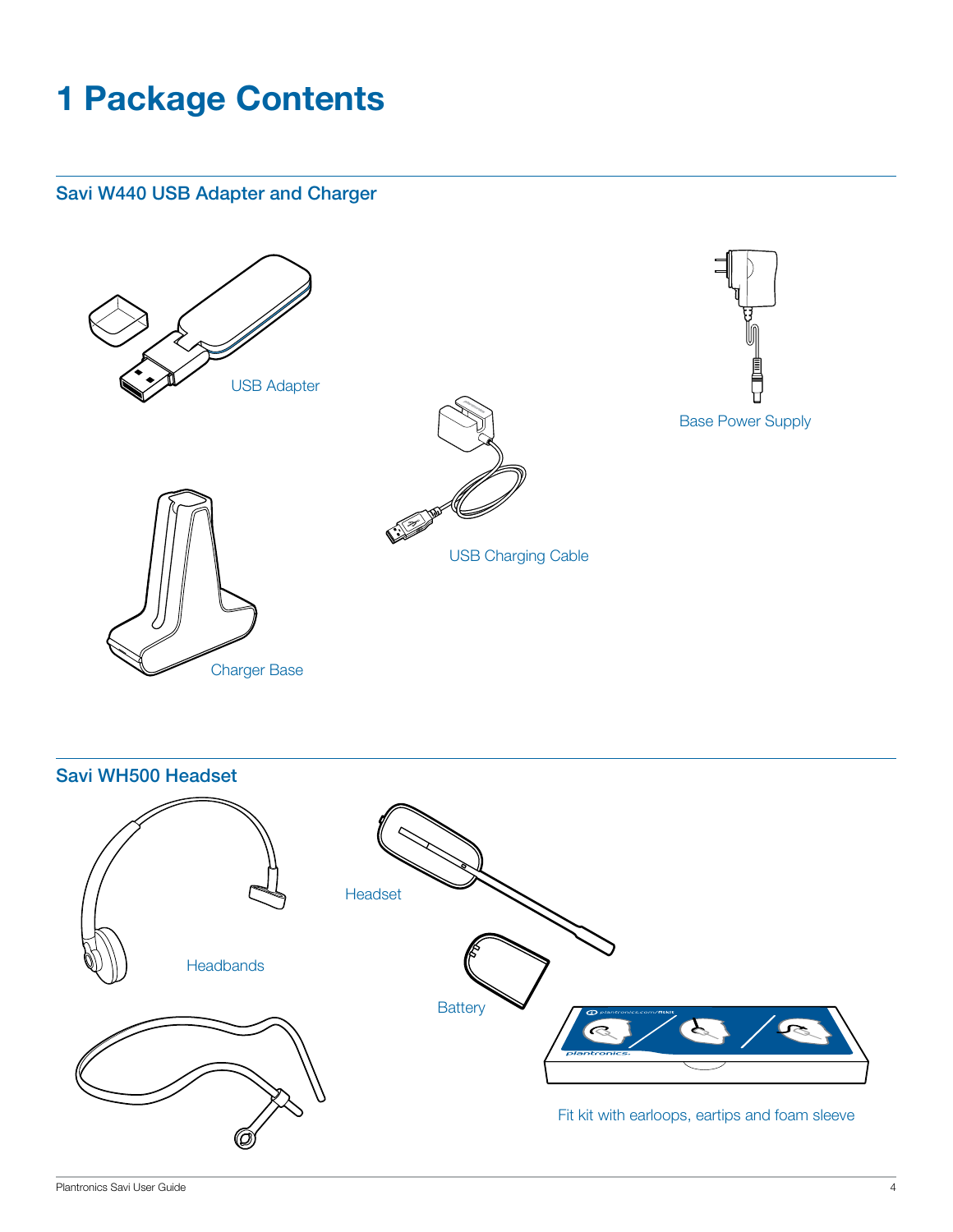# 1 Package Contents

## Savi W440 USB Adapter and Charger

USB Adapter

Base Power Supply

USB Charging Cable

Charger Base

## Savi WH500 Headset

Headset

Headbands

Battery

Fit kit with earloops, eartips and foam sleeve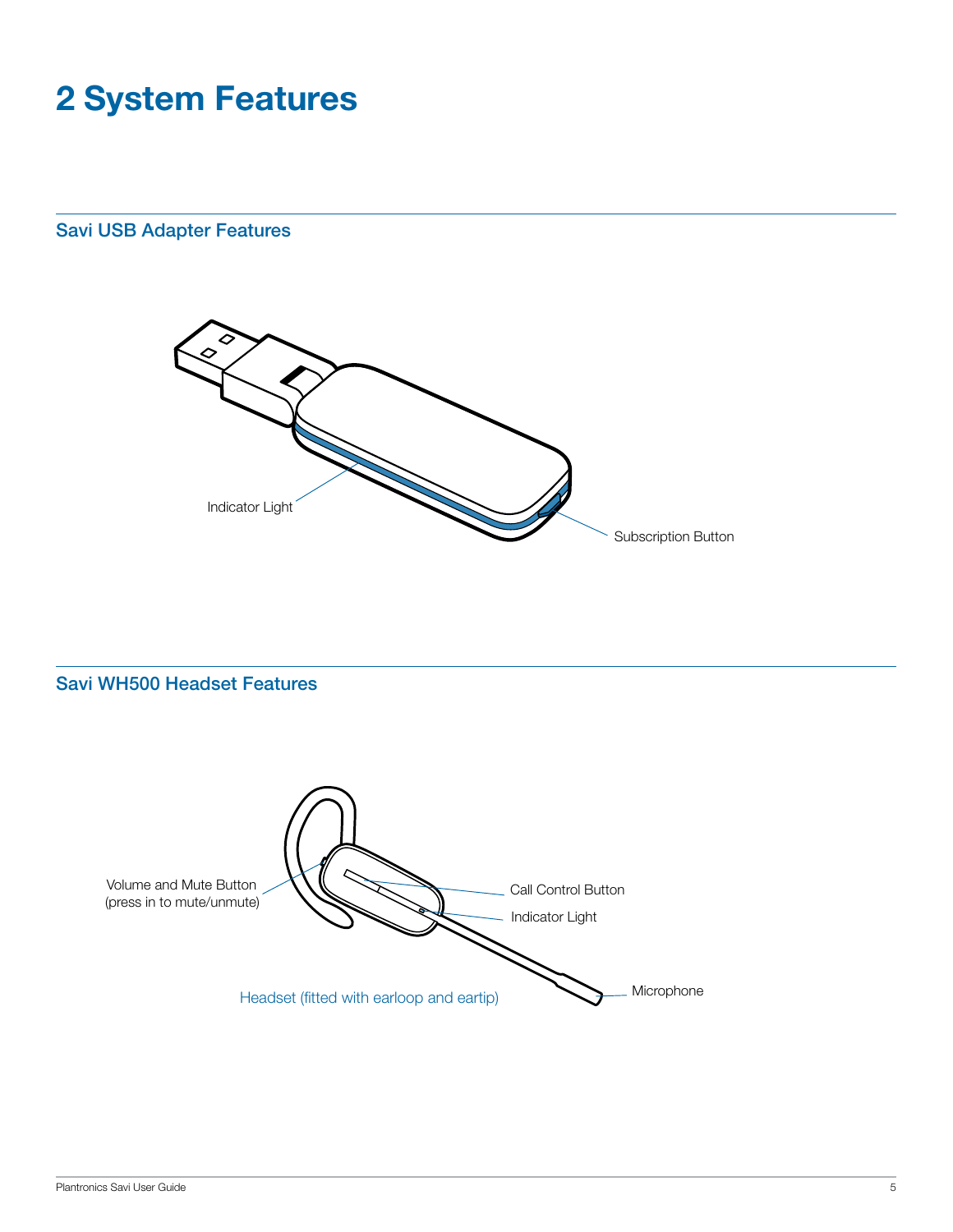# 2 System Features

## Savi USB Adapter Features

Indicator Light

Subscription Button

## Savi WH500 Headset Features

Volume and Mute Button (press in to mute/unmute)

Call Control Button

Indicator Light

Microphone

Headset (fitted with earloop and eartip)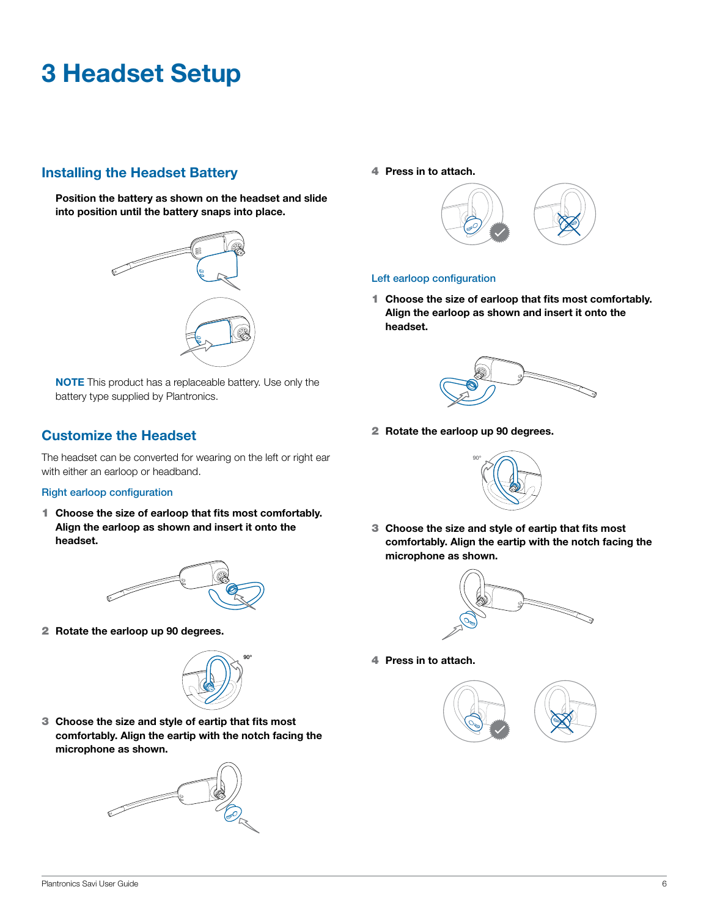# 3 Headset Setup

## Installing the Headset Battery

**Position the battery as shown on the headset and slide into position until the battery snaps into place.**

**NOTE** This product has a replaceable battery. Use only the battery type supplied by Plantronics.

## Customize the Headset

The headset can be converted for wearing on the left or right ear with either an earloop or headband.

### Right earloop configuration

1. **Choose the size of earloop that fits most comfortably. Align the earloop as shown and insert it onto the headset.**
2. **Rotate the earloop up 90 degrees.**
3. **Choose the size and style of eartip that fits most comfortably. Align the eartip with the notch facing the microphone as shown.**
4. **Press in to attach.**

### Left earloop configuration

1. **Choose the size of earloop that fits most comfortably. Align the earloop as shown and insert it onto the headset.**
2. **Rotate the earloop up 90 degrees.**
3. **Choose the size and style of eartip that fits most comfortably. Align the eartip with the notch facing the microphone as shown.**
4. **Press in to attach.**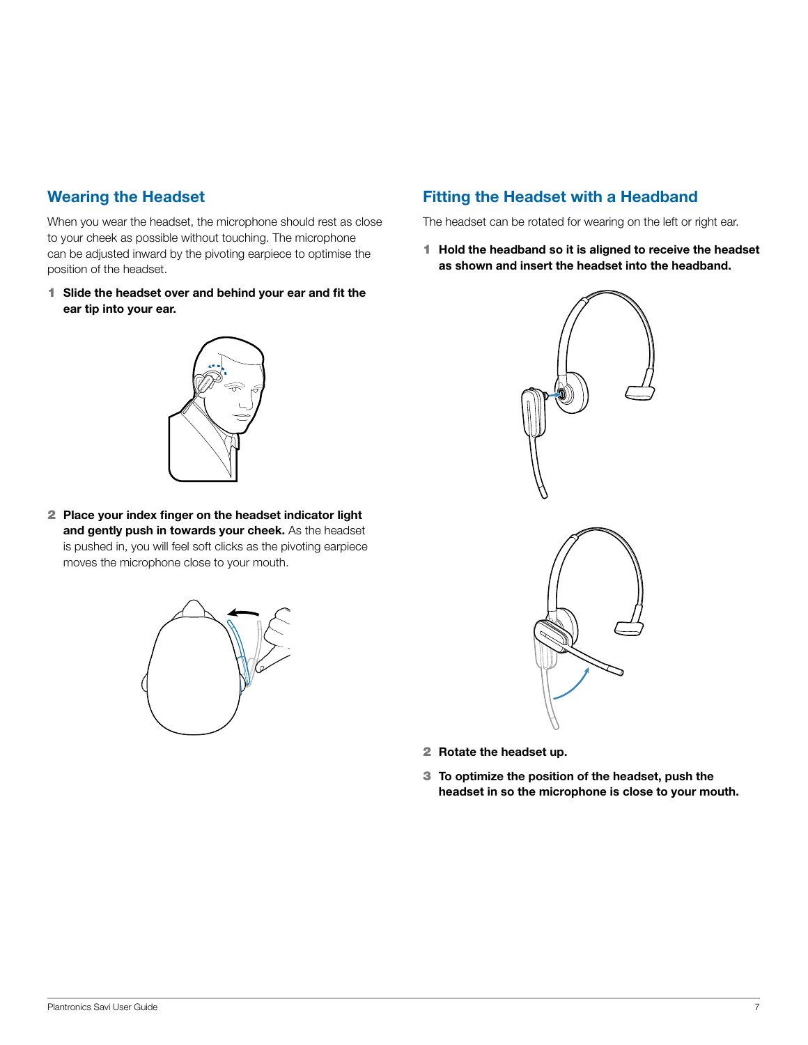## Wearing the Headset

When you wear the headset, the microphone should rest as close to your cheek as possible without touching. The microphone can be adjusted inward by the pivoting earpiece to optimise the position of the headset.

1. **Slide the headset over and behind your ear and fit the ear tip into your ear.**
2. **Place your index finger on the headset indicator light and gently push in towards your cheek.** As the headset is pushed in, you will feel soft clicks as the pivoting earpiece moves the microphone close to your mouth.

## Fitting the Headset with a Headband

The headset can be rotated for wearing on the left or right ear.

1. **Hold the headband so it is aligned to receive the headset as shown and insert the headset into the headband.**
2. **Rotate the headset up.**
3. **To optimize the position of the headset, push the headset in so the microphone is close to your mouth.**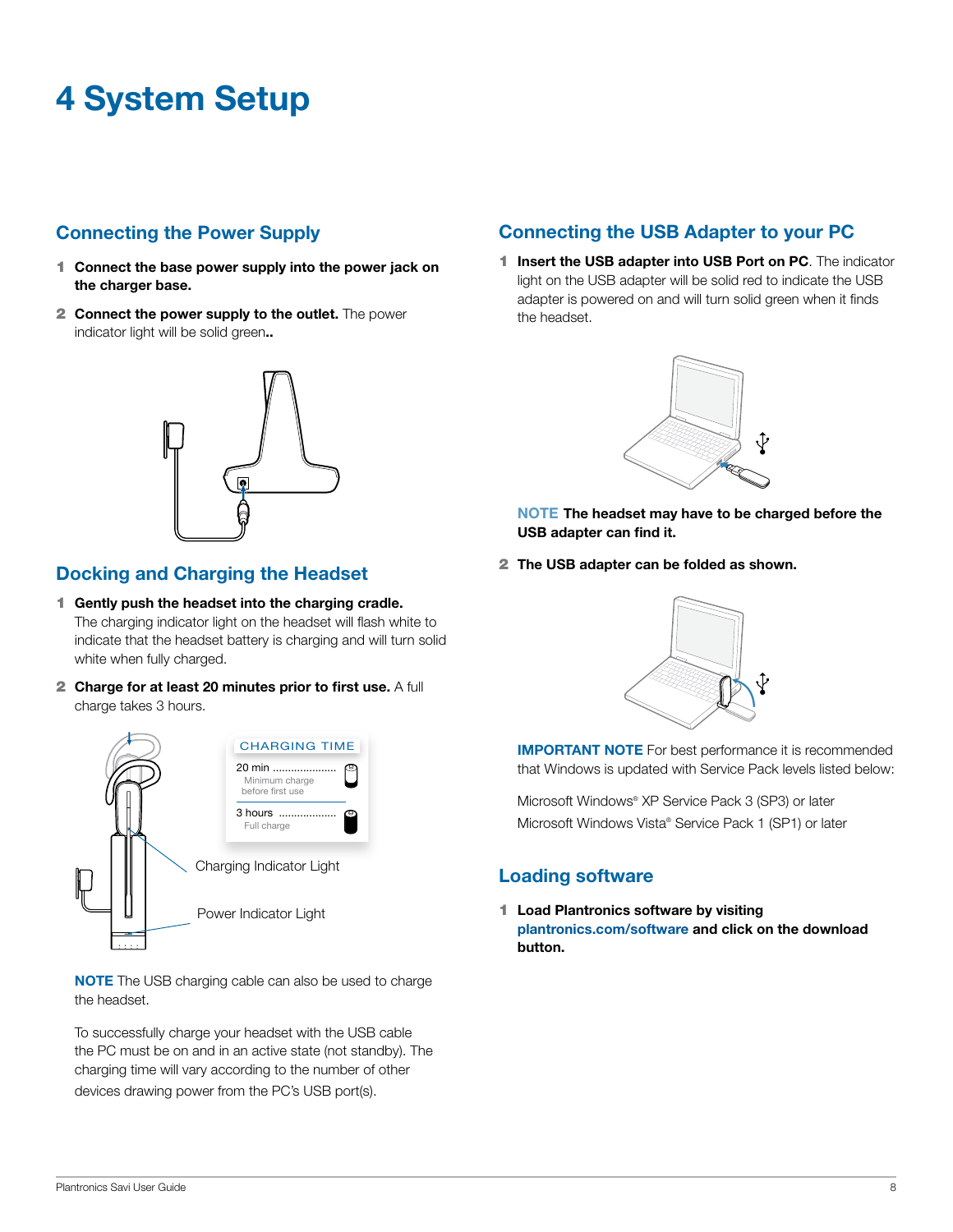# 4 System Setup

## Connecting the Power Supply

1. **Connect the base power supply into the power jack on the charger base.**
2. **Connect the power supply to the outlet.** The power indicator light will be solid green**..**

## Docking and Charging the Headset

1. **Gently push the headset into the charging cradle.** The charging indicator light on the headset will flash white to indicate that the headset battery is charging and will turn solid white when fully charged.
2. **Charge for at least 20 minutes prior to first use.** A full charge takes 3 hours.

| CHARGING TIME | |
|---|---|
| 20 min | Minimum charge before first use |
| 3 hours | Full charge |

Charging Indicator Light

Power Indicator Light

**NOTE** The USB charging cable can also be used to charge the headset.

To successfully charge your headset with the USB cable the PC must be on and in an active state (not standby). The charging time will vary according to the number of other devices drawing power from the PC's USB port(s).

## Connecting the USB Adapter to your PC

1. **Insert the USB adapter into USB Port on PC**. The indicator light on the USB adapter will be solid red to indicate the USB adapter is powered on and will turn solid green when it finds the headset.

   **NOTE The headset may have to be charged before the USB adapter can find it.**

2. **The USB adapter can be folded as shown.**

   **IMPORTANT NOTE** For best performance it is recommended that Windows is updated with Service Pack levels listed below:

   Microsoft Windows® XP Service Pack 3 (SP3) or later
   Microsoft Windows Vista® Service Pack 1 (SP1) or later

## Loading software

1. **Load Plantronics software by visiting plantronics.com/software and click on the download button.**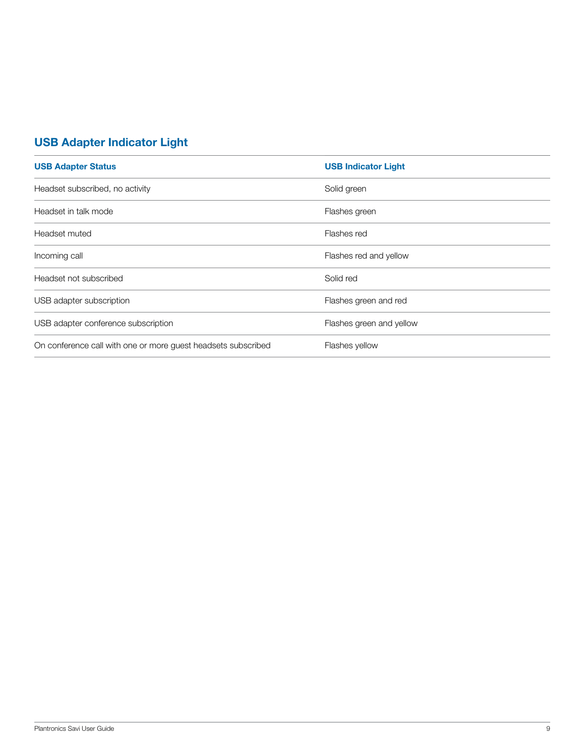## USB Adapter Indicator Light

| USB Adapter Status | USB Indicator Light |
| --- | --- |
| Headset subscribed, no activity | Solid green |
| Headset in talk mode | Flashes green |
| Headset muted | Flashes red |
| Incoming call | Flashes red and yellow |
| Headset not subscribed | Solid red |
| USB adapter subscription | Flashes green and red |
| USB adapter conference subscription | Flashes green and yellow |
| On conference call with one or more guest headsets subscribed | Flashes yellow |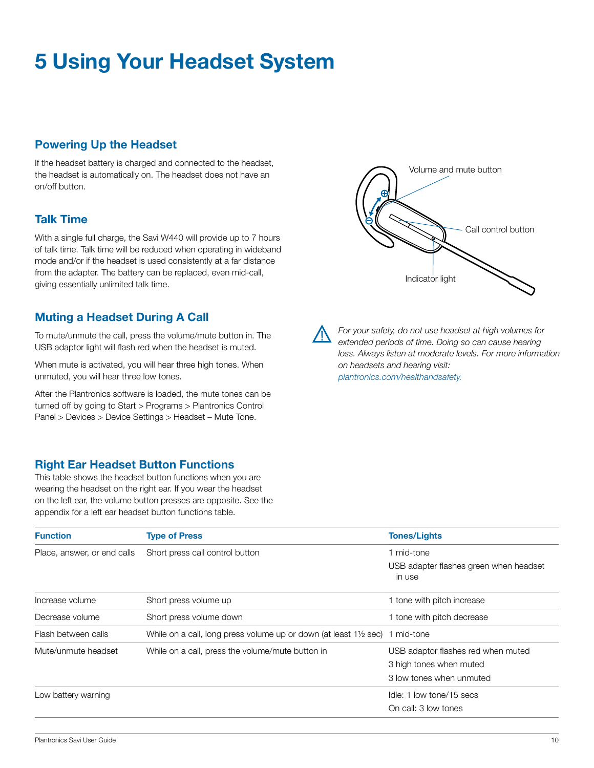# 5 Using Your Headset System

## Powering Up the Headset

If the headset battery is charged and connected to the headset, the headset is automatically on. The headset does not have an on/off button.

## Talk Time

With a single full charge, the Savi W440 will provide up to 7 hours of talk time. Talk time will be reduced when operating in wideband mode and/or if the headset is used consistently at a far distance from the adapter. The battery can be replaced, even mid-call, giving essentially unlimited talk time.

## Muting a Headset During A Call

To mute/unmute the call, press the volume/mute button in. The USB adaptor light will flash red when the headset is muted.

When mute is activated, you will hear three high tones. When unmuted, you will hear three low tones.

After the Plantronics software is loaded, the mute tones can be turned off by going to Start > Programs > Plantronics Control Panel > Devices > Device Settings > Headset – Mute Tone.

Volume and mute button

Call control button

Indicator light

*For your safety, do not use headset at high volumes for extended periods of time. Doing so can cause hearing loss. Always listen at moderate levels. For more information on headsets and hearing visit: plantronics.com/healthandsafety.*

## Right Ear Headset Button Functions

This table shows the headset button functions when you are wearing the headset on the right ear. If you wear the headset on the left ear, the volume button presses are opposite. See the appendix for a left ear headset button functions table.

| Function | Type of Press | Tones/Lights |
|---|---|---|
| Place, answer, or end calls | Short press call control button | 1 mid-tone<br>USB adapter flashes green when headset in use |
| Increase volume | Short press volume up | 1 tone with pitch increase |
| Decrease volume | Short press volume down | 1 tone with pitch decrease |
| Flash between calls | While on a call, long press volume up or down (at least 1½ sec) | 1 mid-tone |
| Mute/unmute headset | While on a call, press the volume/mute button in | USB adaptor flashes red when muted<br>3 high tones when muted<br>3 low tones when unmuted |
| Low battery warning | | Idle: 1 low tone/15 secs<br>On call: 3 low tones |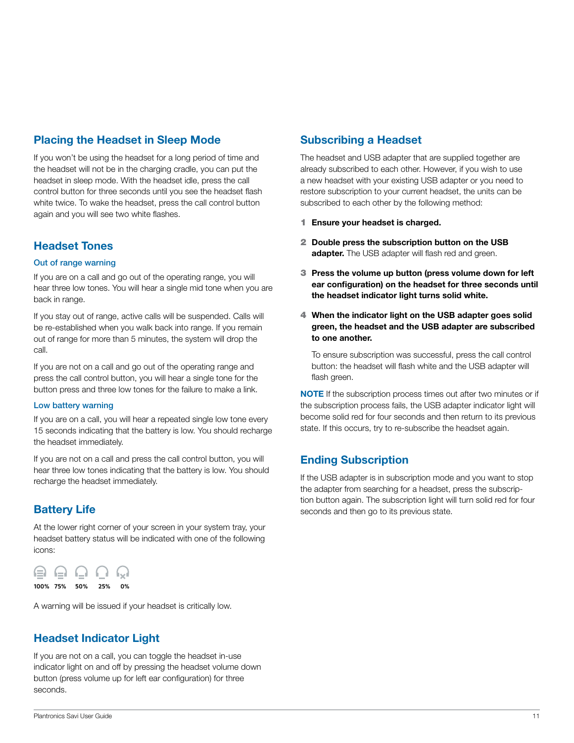## Placing the Headset in Sleep Mode

If you won't be using the headset for a long period of time and the headset will not be in the charging cradle, you can put the headset in sleep mode. With the headset idle, press the call control button for three seconds until you see the headset flash white twice. To wake the headset, press the call control button again and you will see two white flashes.

## Headset Tones

### Out of range warning

If you are on a call and go out of the operating range, you will hear three low tones. You will hear a single mid tone when you are back in range.

If you stay out of range, active calls will be suspended. Calls will be re-established when you walk back into range. If you remain out of range for more than 5 minutes, the system will drop the call.

If you are not on a call and go out of the operating range and press the call control button, you will hear a single tone for the button press and three low tones for the failure to make a link.

### Low battery warning

If you are on a call, you will hear a repeated single low tone every 15 seconds indicating that the battery is low. You should recharge the headset immediately.

If you are not on a call and press the call control button, you will hear three low tones indicating that the battery is low. You should recharge the headset immediately.

## Battery Life

At the lower right corner of your screen in your system tray, your headset battery status will be indicated with one of the following icons:

100% 75% 50% 25% 0%

A warning will be issued if your headset is critically low.

## Headset Indicator Light

If you are not on a call, you can toggle the headset in-use indicator light on and off by pressing the headset volume down button (press volume up for left ear configuration) for three seconds.

## Subscribing a Headset

The headset and USB adapter that are supplied together are already subscribed to each other. However, if you wish to use a new headset with your existing USB adapter or you need to restore subscription to your current headset, the units can be subscribed to each other by the following method:

1. **Ensure your headset is charged.**
2. **Double press the subscription button on the USB adapter.** The USB adapter will flash red and green.
3. **Press the volume up button (press volume down for left ear configuration) on the headset for three seconds until the headset indicator light turns solid white.**
4. **When the indicator light on the USB adapter goes solid green, the headset and the USB adapter are subscribed to one another.**

   To ensure subscription was successful, press the call control button: the headset will flash white and the USB adapter will flash green.

**NOTE** If the subscription process times out after two minutes or if the subscription process fails, the USB adapter indicator light will become solid red for four seconds and then return to its previous state. If this occurs, try to re-subscribe the headset again.

## Ending Subscription

If the USB adapter is in subscription mode and you want to stop the adapter from searching for a headset, press the subscription button again. The subscription light will turn solid red for four seconds and then go to its previous state.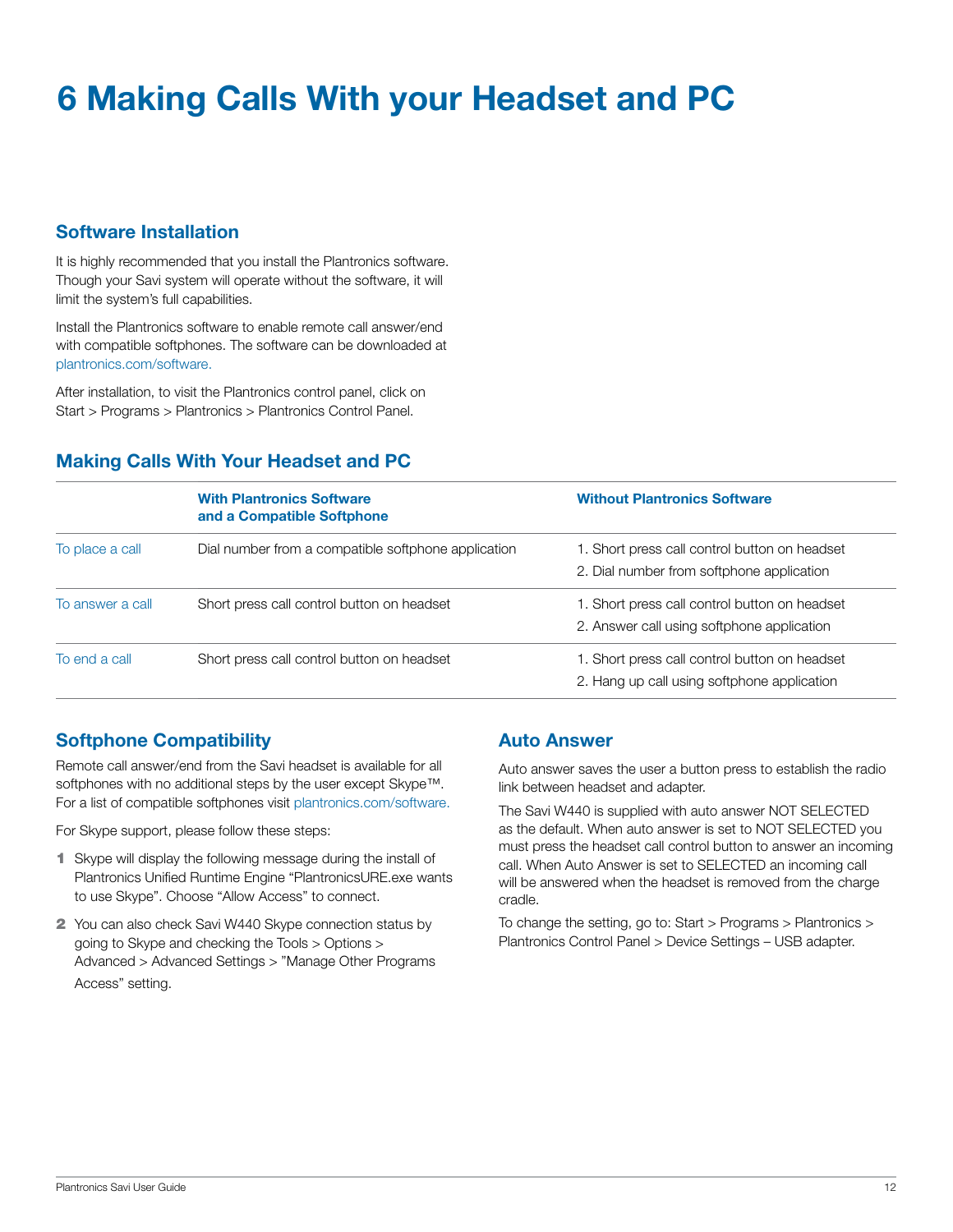# 6 Making Calls With your Headset and PC

## Software Installation

It is highly recommended that you install the Plantronics software. Though your Savi system will operate without the software, it will limit the system's full capabilities.

Install the Plantronics software to enable remote call answer/end with compatible softphones. The software can be downloaded at plantronics.com/software.

After installation, to visit the Plantronics control panel, click on Start > Programs > Plantronics > Plantronics Control Panel.

## Making Calls With Your Headset and PC

| | With Plantronics Software and a Compatible Softphone | Without Plantronics Software |
|---|---|---|
| To place a call | Dial number from a compatible softphone application | 1. Short press call control button on headset<br>2. Dial number from softphone application |
| To answer a call | Short press call control button on headset | 1. Short press call control button on headset<br>2. Answer call using softphone application |
| To end a call | Short press call control button on headset | 1. Short press call control button on headset<br>2. Hang up call using softphone application |

## Softphone Compatibility

Remote call answer/end from the Savi headset is available for all softphones with no additional steps by the user except Skype™. For a list of compatible softphones visit plantronics.com/software.

For Skype support, please follow these steps:

1. Skype will display the following message during the install of Plantronics Unified Runtime Engine "PlantronicsURE.exe wants to use Skype". Choose "Allow Access" to connect.
2. You can also check Savi W440 Skype connection status by going to Skype and checking the Tools > Options > Advanced > Advanced Settings > "Manage Other Programs Access" setting.

## Auto Answer

Auto answer saves the user a button press to establish the radio link between headset and adapter.

The Savi W440 is supplied with auto answer NOT SELECTED as the default. When auto answer is set to NOT SELECTED you must press the headset call control button to answer an incoming call. When Auto Answer is set to SELECTED an incoming call will be answered when the headset is removed from the charge cradle.

To change the setting, go to: Start > Programs > Plantronics > Plantronics Control Panel > Device Settings – USB adapter.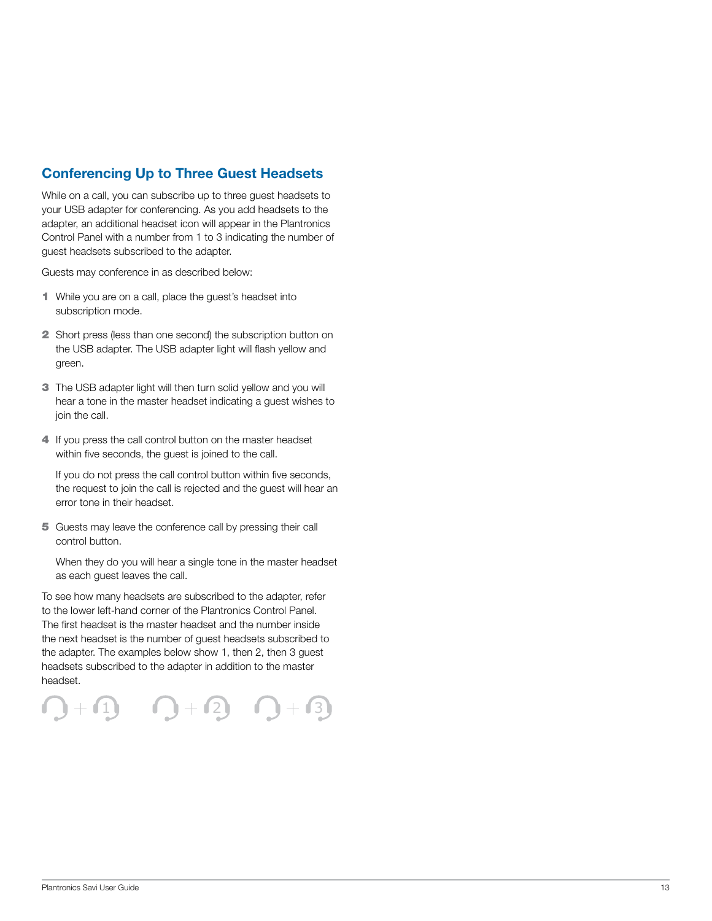## Conferencing Up to Three Guest Headsets

While on a call, you can subscribe up to three guest headsets to your USB adapter for conferencing. As you add headsets to the adapter, an additional headset icon will appear in the Plantronics Control Panel with a number from 1 to 3 indicating the number of guest headsets subscribed to the adapter.

Guests may conference in as described below:

1. While you are on a call, place the guest's headset into subscription mode.
2. Short press (less than one second) the subscription button on the USB adapter. The USB adapter light will flash yellow and green.
3. The USB adapter light will then turn solid yellow and you will hear a tone in the master headset indicating a guest wishes to join the call.
4. If you press the call control button on the master headset within five seconds, the guest is joined to the call.

   If you do not press the call control button within five seconds, the request to join the call is rejected and the guest will hear an error tone in their headset.
5. Guests may leave the conference call by pressing their call control button.

   When they do you will hear a single tone in the master headset as each guest leaves the call.

To see how many headsets are subscribed to the adapter, refer to the lower left-hand corner of the Plantronics Control Panel. The first headset is the master headset and the number inside the next headset is the number of guest headsets subscribed to the adapter. The examples below show 1, then 2, then 3 guest headsets subscribed to the adapter in addition to the master headset.

+ 1     + 2     + 3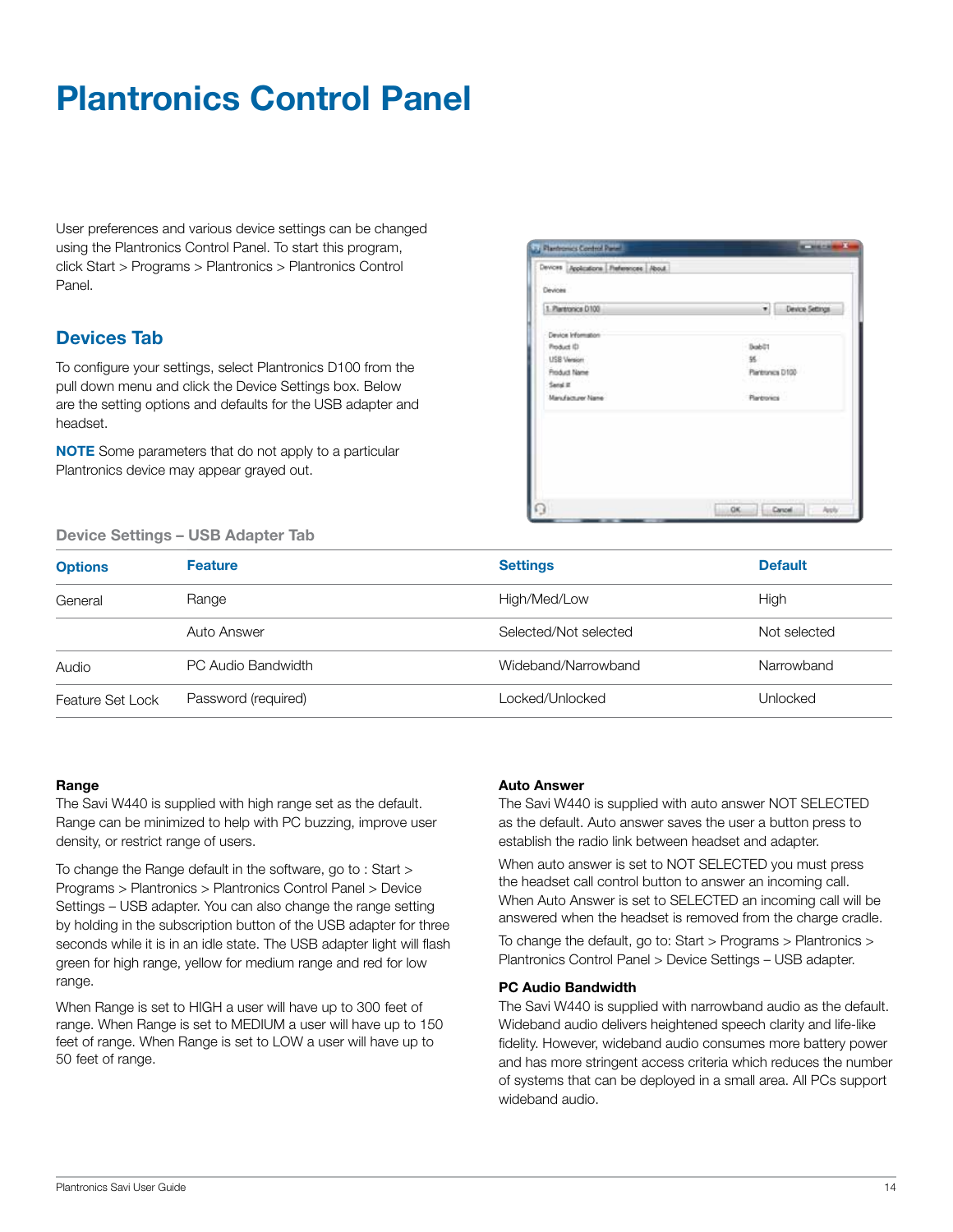# Plantronics Control Panel

User preferences and various device settings can be changed using the Plantronics Control Panel. To start this program, click Start > Programs > Plantronics > Plantronics Control Panel.

## Devices Tab

To configure your settings, select Plantronics D100 from the pull down menu and click the Device Settings box. Below are the setting options and defaults for the USB adapter and headset.

**NOTE** Some parameters that do not apply to a particular Plantronics device may appear grayed out.

### Device Settings – USB Adapter Tab

| Options | Feature | Settings | Default |
|---|---|---|---|
| General | Range | High/Med/Low | High |
| | Auto Answer | Selected/Not selected | Not selected |
| Audio | PC Audio Bandwidth | Wideband/Narrowband | Narrowband |
| Feature Set Lock | Password (required) | Locked/Unlocked | Unlocked |

**Range**

The Savi W440 is supplied with high range set as the default. Range can be minimized to help with PC buzzing, improve user density, or restrict range of users.

To change the Range default in the software, go to : Start > Programs > Plantronics > Plantronics Control Panel > Device Settings – USB adapter. You can also change the range setting by holding in the subscription button of the USB adapter for three seconds while it is in an idle state. The USB adapter light will flash green for high range, yellow for medium range and red for low range.

When Range is set to HIGH a user will have up to 300 feet of range. When Range is set to MEDIUM a user will have up to 150 feet of range. When Range is set to LOW a user will have up to 50 feet of range.

**Auto Answer**

The Savi W440 is supplied with auto answer NOT SELECTED as the default. Auto answer saves the user a button press to establish the radio link between headset and adapter.

When auto answer is set to NOT SELECTED you must press the headset call control button to answer an incoming call. When Auto Answer is set to SELECTED an incoming call will be answered when the headset is removed from the charge cradle.

To change the default, go to: Start > Programs > Plantronics > Plantronics Control Panel > Device Settings – USB adapter.

**PC Audio Bandwidth**

The Savi W440 is supplied with narrowband audio as the default. Wideband audio delivers heightened speech clarity and life-like fidelity. However, wideband audio consumes more battery power and has more stringent access criteria which reduces the number of systems that can be deployed in a small area. All PCs support wideband audio.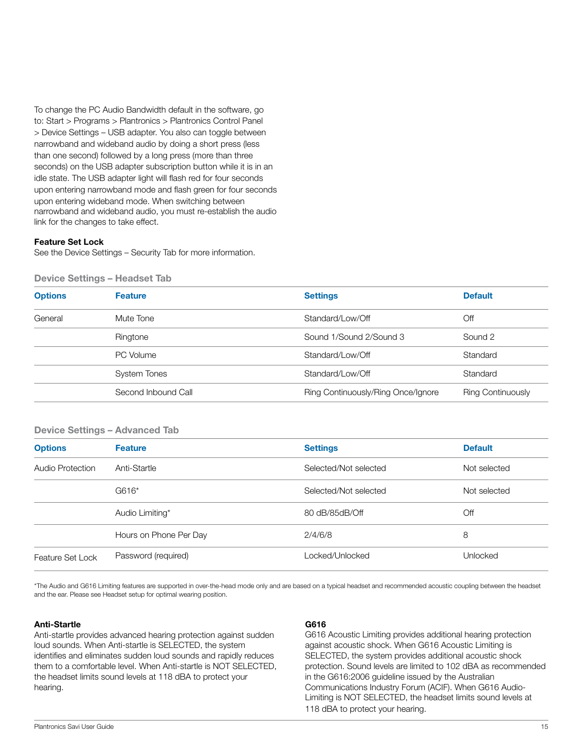To change the PC Audio Bandwidth default in the software, go to: Start > Programs > Plantronics > Plantronics Control Panel > Device Settings – USB adapter. You also can toggle between narrowband and wideband audio by doing a short press (less than one second) followed by a long press (more than three seconds) on the USB adapter subscription button while it is in an idle state. The USB adapter light will flash red for four seconds upon entering narrowband mode and flash green for four seconds upon entering wideband mode. When switching between narrowband and wideband audio, you must re-establish the audio link for the changes to take effect.

**Feature Set Lock**
See the Device Settings – Security Tab for more information.

### Device Settings – Headset Tab

| Options | Feature | Settings | Default |
|---|---|---|---|
| General | Mute Tone | Standard/Low/Off | Off |
| | Ringtone | Sound 1/Sound 2/Sound 3 | Sound 2 |
| | PC Volume | Standard/Low/Off | Standard |
| | System Tones | Standard/Low/Off | Standard |
| | Second Inbound Call | Ring Continuously/Ring Once/Ignore | Ring Continuously |

### Device Settings – Advanced Tab

| Options | Feature | Settings | Default |
|---|---|---|---|
| Audio Protection | Anti-Startle | Selected/Not selected | Not selected |
| | G616* | Selected/Not selected | Not selected |
| | Audio Limiting* | 80 dB/85dB/Off | Off |
| | Hours on Phone Per Day | 2/4/6/8 | 8 |
| Feature Set Lock | Password (required) | Locked/Unlocked | Unlocked |

*The Audio and G616 Limiting features are supported in over-the-head mode only and are based on a typical headset and recommended acoustic coupling between the headset and the ear. Please see Headset setup for optimal wearing position.

**Anti-Startle**
Anti-startle provides advanced hearing protection against sudden loud sounds. When Anti-startle is SELECTED, the system identifies and eliminates sudden loud sounds and rapidly reduces them to a comfortable level. When Anti-startle is NOT SELECTED, the headset limits sound levels at 118 dBA to protect your hearing.

**G616**
G616 Acoustic Limiting provides additional hearing protection against acoustic shock. When G616 Acoustic Limiting is SELECTED, the system provides additional acoustic shock protection. Sound levels are limited to 102 dBA as recommended in the G616:2006 guideline issued by the Australian Communications Industry Forum (ACIF). When G616 Audio-Limiting is NOT SELECTED, the headset limits sound levels at 118 dBA to protect your hearing.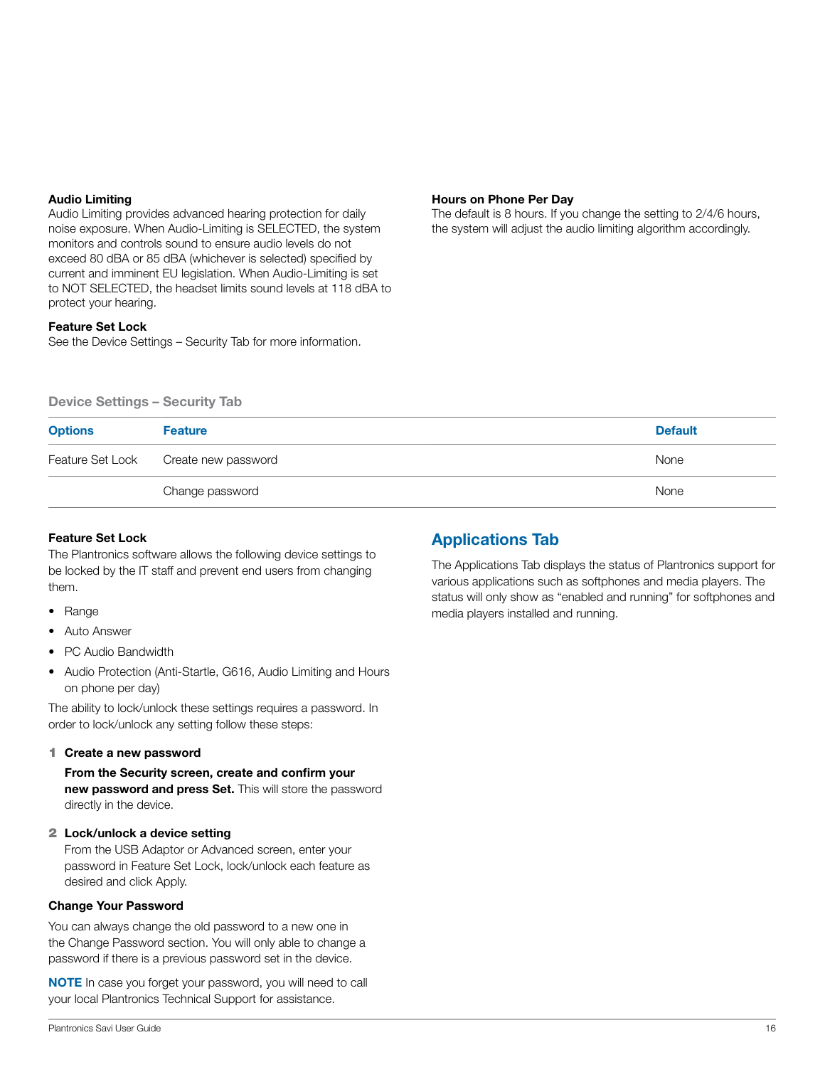**Audio Limiting**

Audio Limiting provides advanced hearing protection for daily noise exposure. When Audio-Limiting is SELECTED, the system monitors and controls sound to ensure audio levels do not exceed 80 dBA or 85 dBA (whichever is selected) specified by current and imminent EU legislation. When Audio-Limiting is set to NOT SELECTED, the headset limits sound levels at 118 dBA to protect your hearing.

**Feature Set Lock**

See the Device Settings – Security Tab for more information.

**Hours on Phone Per Day**

The default is 8 hours. If you change the setting to 2/4/6 hours, the system will adjust the audio limiting algorithm accordingly.

### Device Settings – Security Tab

| Options | Feature | Default |
|---|---|---|
| Feature Set Lock | Create new password | None |
| | Change password | None |

**Feature Set Lock**

The Plantronics software allows the following device settings to be locked by the IT staff and prevent end users from changing them.

- Range
- Auto Answer
- PC Audio Bandwidth
- Audio Protection (Anti-Startle, G616, Audio Limiting and Hours on phone per day)

The ability to lock/unlock these settings requires a password. In order to lock/unlock any setting follow these steps:

1. **Create a new password**

   **From the Security screen, create and confirm your new password and press Set.** This will store the password directly in the device.

2. **Lock/unlock a device setting**

   From the USB Adaptor or Advanced screen, enter your password in Feature Set Lock, lock/unlock each feature as desired and click Apply.

**Change Your Password**

You can always change the old password to a new one in the Change Password section. You will only able to change a password if there is a previous password set in the device.

**NOTE** In case you forget your password, you will need to call your local Plantronics Technical Support for assistance.

## Applications Tab

The Applications Tab displays the status of Plantronics support for various applications such as softphones and media players. The status will only show as "enabled and running" for softphones and media players installed and running.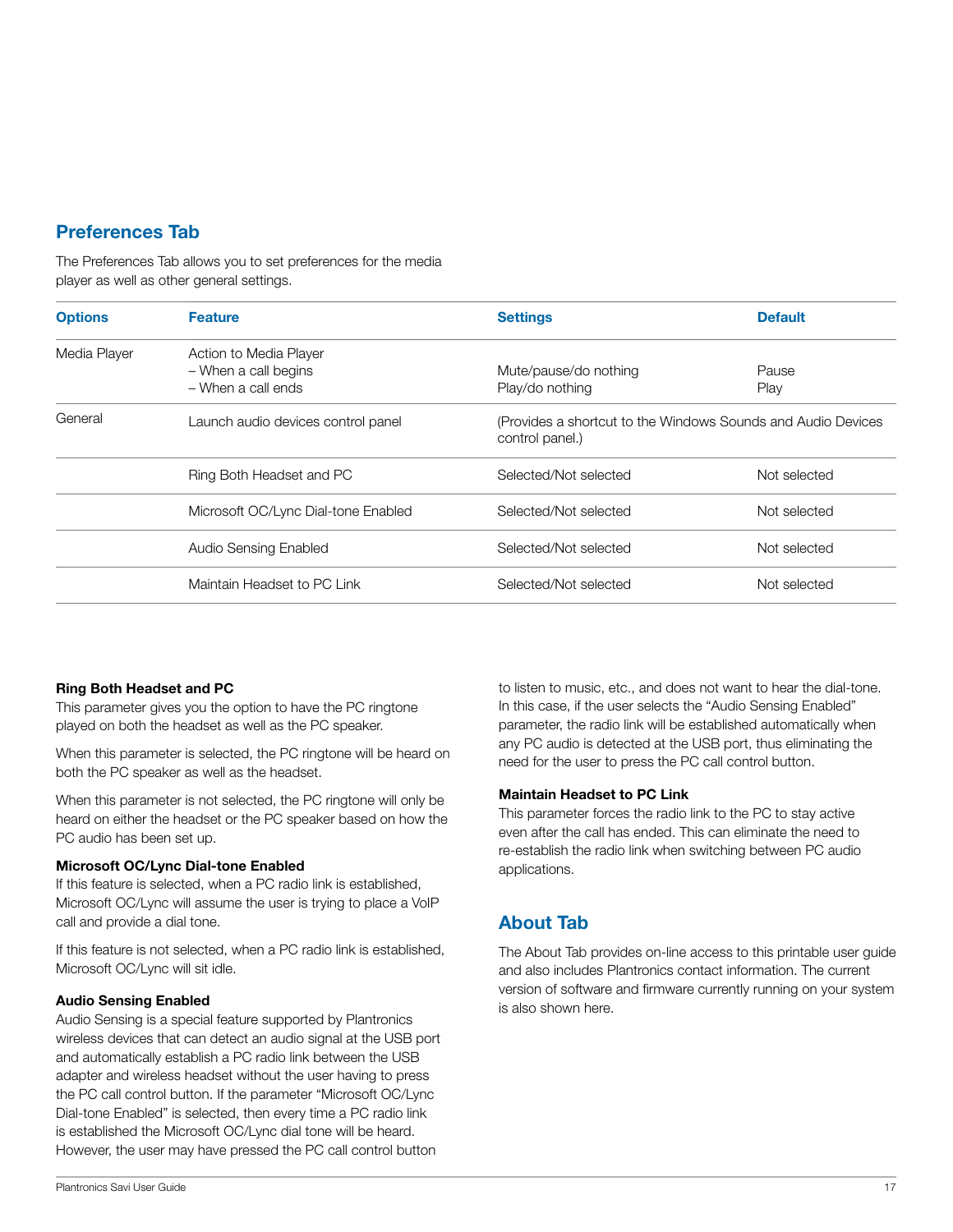## Preferences Tab

The Preferences Tab allows you to set preferences for the media player as well as other general settings.

| Options | Feature | Settings | Default |
|---|---|---|---|
| Media Player | Action to Media Player<br>– When a call begins<br>– When a call ends | <br>Mute/pause/do nothing<br>Play/do nothing | <br>Pause<br>Play |
| General | Launch audio devices control panel | (Provides a shortcut to the Windows Sounds and Audio Devices control panel.) | |
| | Ring Both Headset and PC | Selected/Not selected | Not selected |
| | Microsoft OC/Lync Dial-tone Enabled | Selected/Not selected | Not selected |
| | Audio Sensing Enabled | Selected/Not selected | Not selected |
| | Maintain Headset to PC Link | Selected/Not selected | Not selected |

**Ring Both Headset and PC**

This parameter gives you the option to have the PC ringtone played on both the headset as well as the PC speaker.

When this parameter is selected, the PC ringtone will be heard on both the PC speaker as well as the headset.

When this parameter is not selected, the PC ringtone will only be heard on either the headset or the PC speaker based on how the PC audio has been set up.

**Microsoft OC/Lync Dial-tone Enabled**

If this feature is selected, when a PC radio link is established, Microsoft OC/Lync will assume the user is trying to place a VoIP call and provide a dial tone.

If this feature is not selected, when a PC radio link is established, Microsoft OC/Lync will sit idle.

**Audio Sensing Enabled**

Audio Sensing is a special feature supported by Plantronics wireless devices that can detect an audio signal at the USB port and automatically establish a PC radio link between the USB adapter and wireless headset without the user having to press the PC call control button. If the parameter "Microsoft OC/Lync Dial-tone Enabled" is selected, then every time a PC radio link is established the Microsoft OC/Lync dial tone will be heard. However, the user may have pressed the PC call control button to listen to music, etc., and does not want to hear the dial-tone. In this case, if the user selects the "Audio Sensing Enabled" parameter, the radio link will be established automatically when any PC audio is detected at the USB port, thus eliminating the need for the user to press the PC call control button.

**Maintain Headset to PC Link**

This parameter forces the radio link to the PC to stay active even after the call has ended. This can eliminate the need to re-establish the radio link when switching between PC audio applications.

## About Tab

The About Tab provides on-line access to this printable user guide and also includes Plantronics contact information. The current version of software and firmware currently running on your system is also shown here.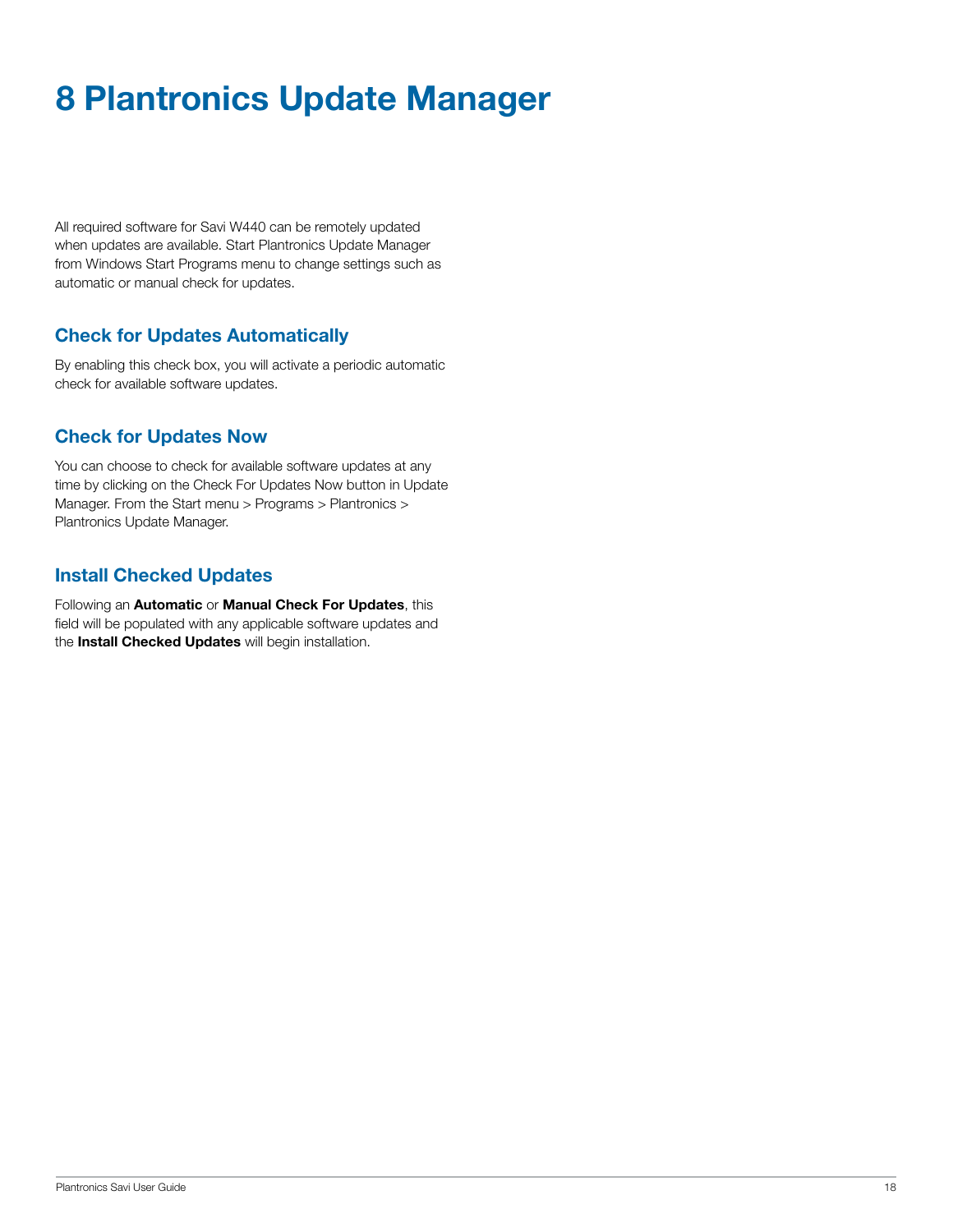# 8 Plantronics Update Manager

All required software for Savi W440 can be remotely updated when updates are available. Start Plantronics Update Manager from Windows Start Programs menu to change settings such as automatic or manual check for updates.

## Check for Updates Automatically

By enabling this check box, you will activate a periodic automatic check for available software updates.

## Check for Updates Now

You can choose to check for available software updates at any time by clicking on the Check For Updates Now button in Update Manager. From the Start menu > Programs > Plantronics > Plantronics Update Manager.

## Install Checked Updates

Following an **Automatic** or **Manual Check For Updates**, this field will be populated with any applicable software updates and the **Install Checked Updates** will begin installation.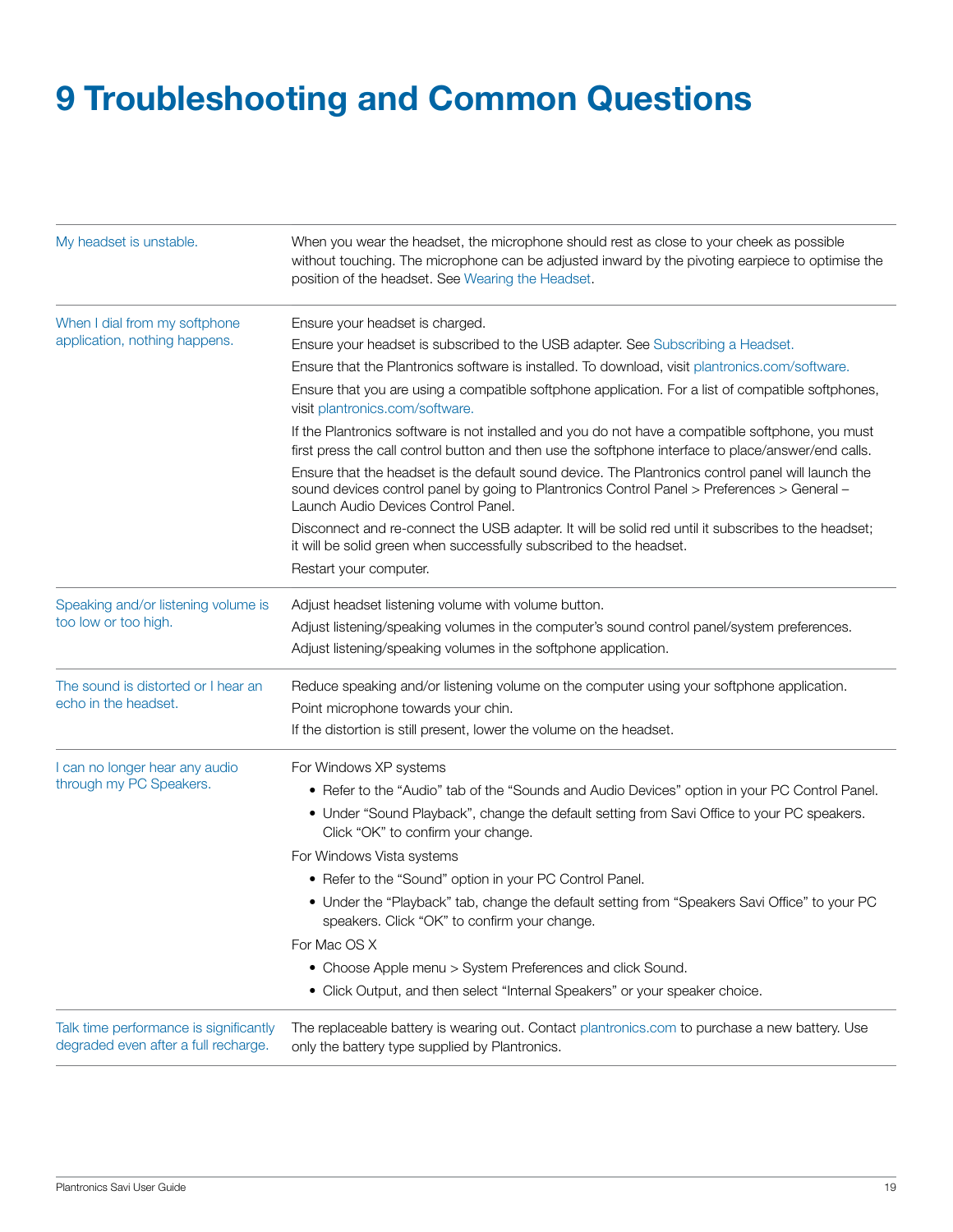# 9 Troubleshooting and Common Questions

| | |
|---|---|
| My headset is unstable. | When you wear the headset, the microphone should rest as close to your cheek as possible without touching. The microphone can be adjusted inward by the pivoting earpiece to optimise the position of the headset. See Wearing the Headset. |
| When I dial from my softphone application, nothing happens. | Ensure your headset is charged.<br>Ensure your headset is subscribed to the USB adapter. See Subscribing a Headset.<br>Ensure that the Plantronics software is installed. To download, visit plantronics.com/software.<br>Ensure that you are using a compatible softphone application. For a list of compatible softphones, visit plantronics.com/software.<br>If the Plantronics software is not installed and you do not have a compatible softphone, you must first press the call control button and then use the softphone interface to place/answer/end calls.<br>Ensure that the headset is the default sound device. The Plantronics control panel will launch the sound devices control panel by going to Plantronics Control Panel > Preferences > General – Launch Audio Devices Control Panel.<br>Disconnect and re-connect the USB adapter. It will be solid red until it subscribes to the headset; it will be solid green when successfully subscribed to the headset.<br>Restart your computer. |
| Speaking and/or listening volume is too low or too high. | Adjust headset listening volume with volume button.<br>Adjust listening/speaking volumes in the computer's sound control panel/system preferences.<br>Adjust listening/speaking volumes in the softphone application. |
| The sound is distorted or I hear an echo in the headset. | Reduce speaking and/or listening volume on the computer using your softphone application.<br>Point microphone towards your chin.<br>If the distortion is still present, lower the volume on the headset. |
| I can no longer hear any audio through my PC Speakers. | For Windows XP systems<br>• Refer to the "Audio" tab of the "Sounds and Audio Devices" option in your PC Control Panel.<br>• Under "Sound Playback", change the default setting from Savi Office to your PC speakers. Click "OK" to confirm your change.<br>For Windows Vista systems<br>• Refer to the "Sound" option in your PC Control Panel.<br>• Under the "Playback" tab, change the default setting from "Speakers Savi Office" to your PC speakers. Click "OK" to confirm your change.<br>For Mac OS X<br>• Choose Apple menu > System Preferences and click Sound.<br>• Click Output, and then select "Internal Speakers" or your speaker choice. |
| Talk time performance is significantly degraded even after a full recharge. | The replaceable battery is wearing out. Contact plantronics.com to purchase a new battery. Use only the battery type supplied by Plantronics. |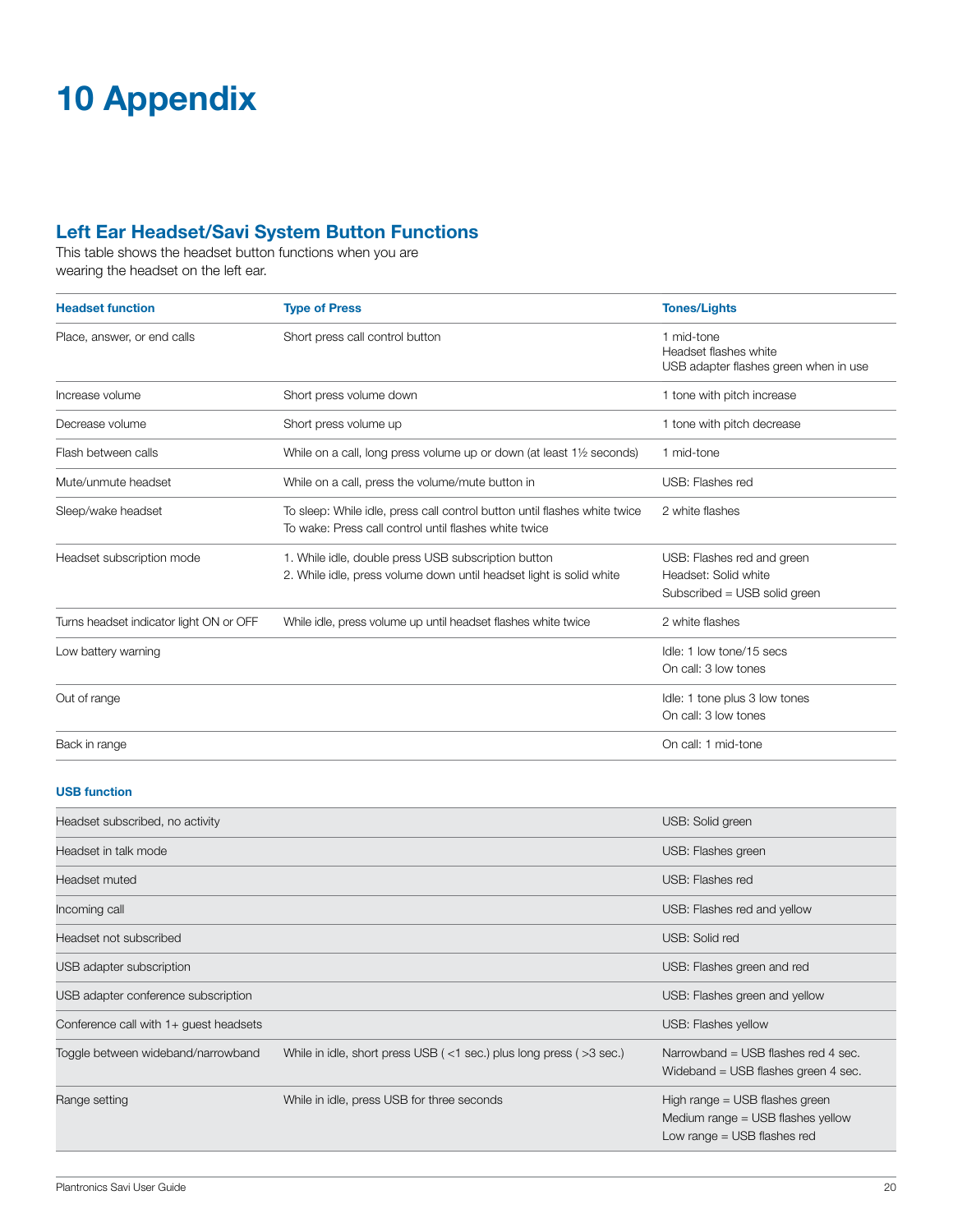# 10 Appendix

## Left Ear Headset/Savi System Button Functions

This table shows the headset button functions when you are wearing the headset on the left ear.

| Headset function | Type of Press | Tones/Lights |
|---|---|---|
| Place, answer, or end calls | Short press call control button | 1 mid-tone<br>Headset flashes white<br>USB adapter flashes green when in use |
| Increase volume | Short press volume down | 1 tone with pitch increase |
| Decrease volume | Short press volume up | 1 tone with pitch decrease |
| Flash between calls | While on a call, long press volume up or down (at least 1½ seconds) | 1 mid-tone |
| Mute/unmute headset | While on a call, press the volume/mute button in | USB: Flashes red |
| Sleep/wake headset | To sleep: While idle, press call control button until flashes white twice<br>To wake: Press call control until flashes white twice | 2 white flashes |
| Headset subscription mode | 1. While idle, double press USB subscription button<br>2. While idle, press volume down until headset light is solid white | USB: Flashes red and green<br>Headset: Solid white<br>Subscribed = USB solid green |
| Turns headset indicator light ON or OFF | While idle, press volume up until headset flashes white twice | 2 white flashes |
| Low battery warning | | Idle: 1 low tone/15 secs<br>On call: 3 low tones |
| Out of range | | Idle: 1 tone plus 3 low tones<br>On call: 3 low tones |
| Back in range | | On call: 1 mid-tone |

| USB function | | |
|---|---|---|
| Headset subscribed, no activity | | USB: Solid green |
| Headset in talk mode | | USB: Flashes green |
| Headset muted | | USB: Flashes red |
| Incoming call | | USB: Flashes red and yellow |
| Headset not subscribed | | USB: Solid red |
| USB adapter subscription | | USB: Flashes green and red |
| USB adapter conference subscription | | USB: Flashes green and yellow |
| Conference call with 1+ guest headsets | | USB: Flashes yellow |
| Toggle between wideband/narrowband | While in idle, short press USB ( <1 sec.) plus long press ( >3 sec.) | Narrowband = USB flashes red 4 sec.<br>Wideband = USB flashes green 4 sec. |
| Range setting | While in idle, press USB for three seconds | High range = USB flashes green<br>Medium range = USB flashes yellow<br>Low range = USB flashes red |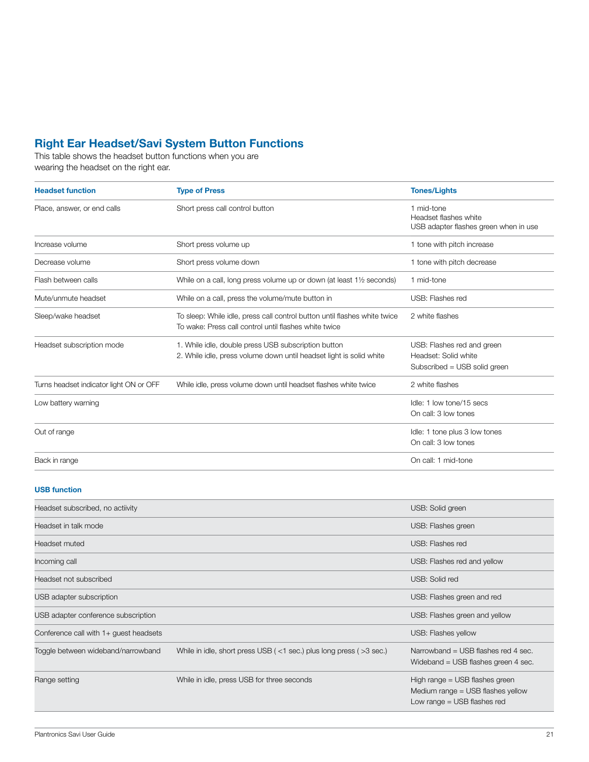## Right Ear Headset/Savi System Button Functions

This table shows the headset button functions when you are wearing the headset on the right ear.

| Headset function | Type of Press | Tones/Lights |
|---|---|---|
| Place, answer, or end calls | Short press call control button | 1 mid-tone<br>Headset flashes white<br>USB adapter flashes green when in use |
| Increase volume | Short press volume up | 1 tone with pitch increase |
| Decrease volume | Short press volume down | 1 tone with pitch decrease |
| Flash between calls | While on a call, long press volume up or down (at least 1½ seconds) | 1 mid-tone |
| Mute/unmute headset | While on a call, press the volume/mute button in | USB: Flashes red |
| Sleep/wake headset | To sleep: While idle, press call control button until flashes white twice<br>To wake: Press call control until flashes white twice | 2 white flashes |
| Headset subscription mode | 1. While idle, double press USB subscription button<br>2. While idle, press volume down until headset light is solid white | USB: Flashes red and green<br>Headset: Solid white<br>Subscribed = USB solid green |
| Turns headset indicator light ON or OFF | While idle, press volume down until headset flashes white twice | 2 white flashes |
| Low battery warning | | Idle: 1 low tone/15 secs<br>On call: 3 low tones |
| Out of range | | Idle: 1 tone plus 3 low tones<br>On call: 3 low tones |
| Back in range | | On call: 1 mid-tone |

| USB function | | |
|---|---|---|
| Headset subscribed, no actiivity | | USB: Solid green |
| Headset in talk mode | | USB: Flashes green |
| Headset muted | | USB: Flashes red |
| Incoming call | | USB: Flashes red and yellow |
| Headset not subscribed | | USB: Solid red |
| USB adapter subscription | | USB: Flashes green and red |
| USB adapter conference subscription | | USB: Flashes green and yellow |
| Conference call with 1+ guest headsets | | USB: Flashes yellow |
| Toggle between wideband/narrowband | While in idle, short press USB ( <1 sec.) plus long press ( >3 sec.) | Narrowband = USB flashes red 4 sec.<br>Wideband = USB flashes green 4 sec. |
| Range setting | While in idle, press USB for three seconds | High range = USB flashes green<br>Medium range = USB flashes yellow<br>Low range = USB flashes red |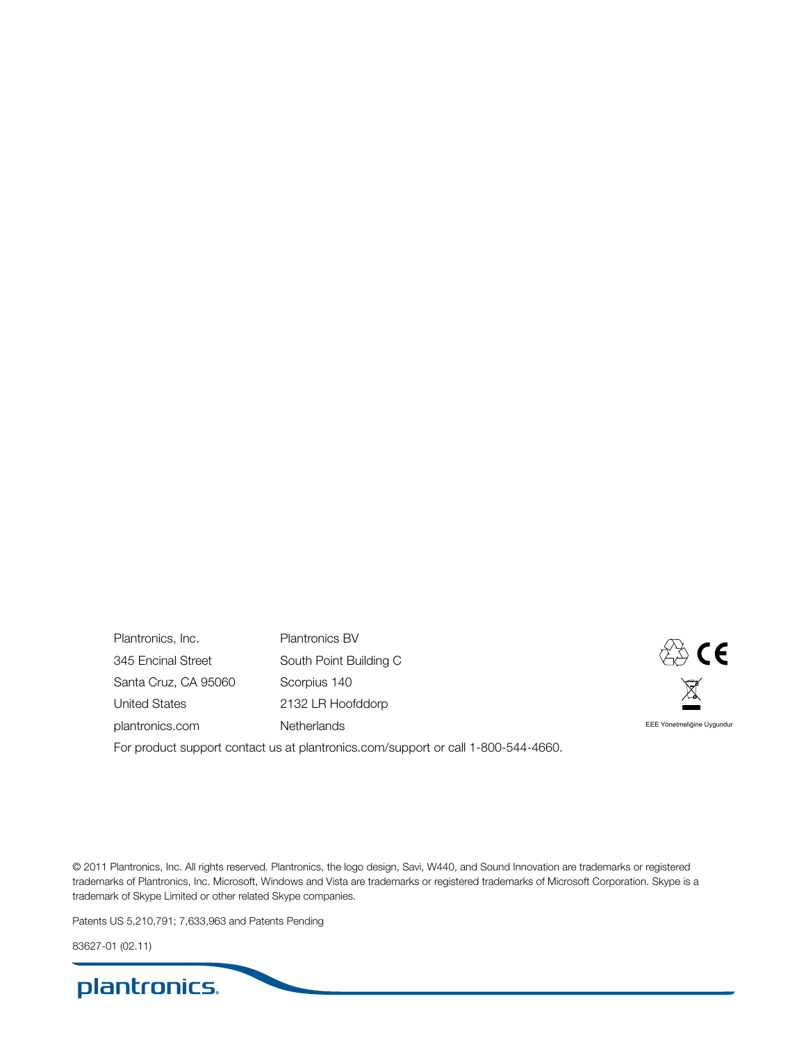Plantronics, Inc.
345 Encinal Street
Santa Cruz, CA 95060
United States
plantronics.com

Plantronics BV
South Point Building C
Scorpius 140
2132 LR Hoofddorp
Netherlands

For product support contact us at plantronics.com/support or call 1-800-544-4660.

EEE Yönetmeliğine Uygundur

© 2011 Plantronics, Inc. All rights reserved. Plantronics, the logo design, Savi, W440, and Sound Innovation are trademarks or registered trademarks of Plantronics, Inc. Microsoft, Windows and Vista are trademarks or registered trademarks of Microsoft Corporation. Skype is a trademark of Skype Limited or other related Skype companies.

Patents US 5,210,791; 7,633,963 and Patents Pending

83627-01 (02.11)

plantronics.